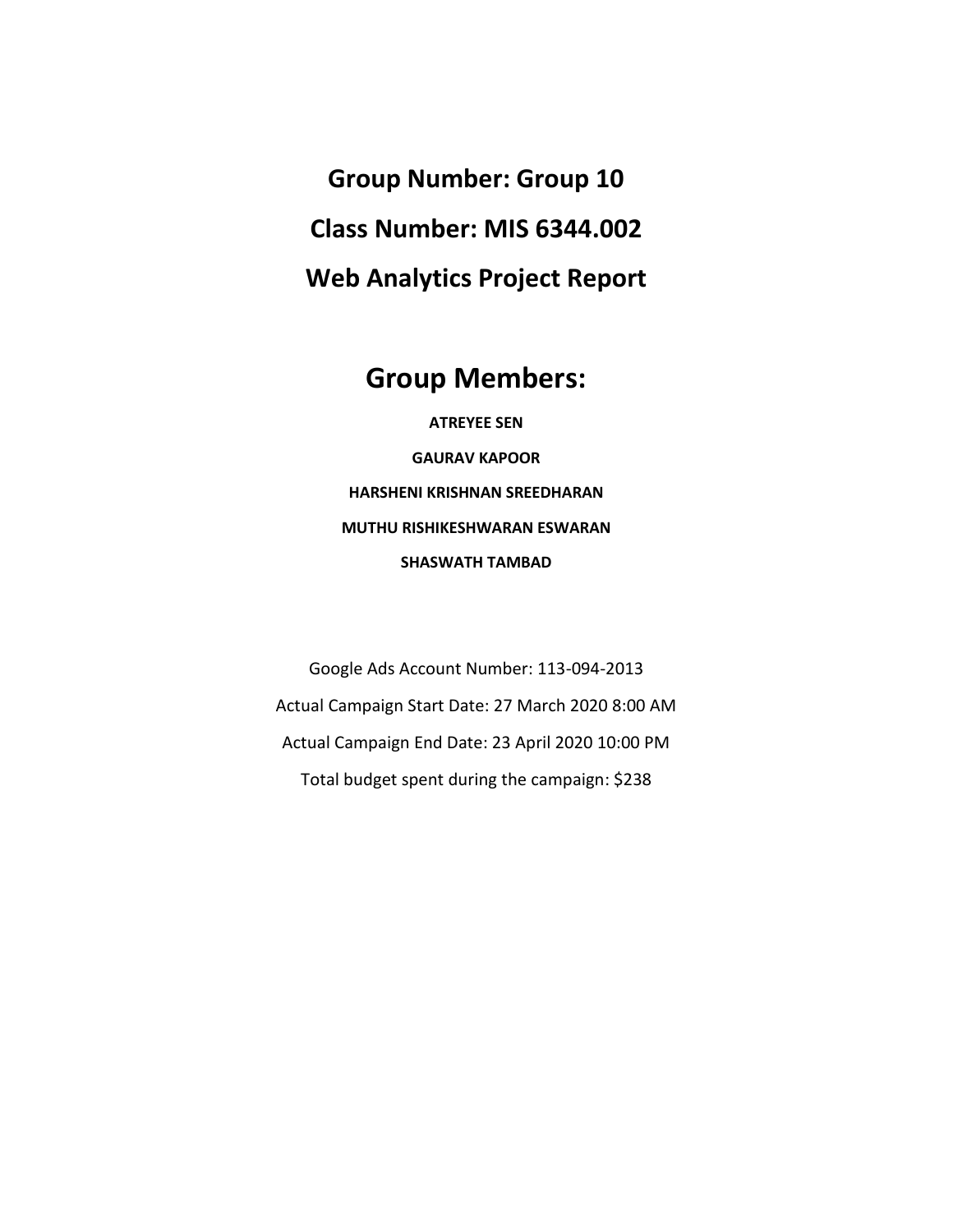# Group Number: Group 10

# Class Number: MIS 6344.002

# Web Analytics Project Report

## Group Members:

**ATREYEE SEN**

**GAURAV KAPOOR**

**HARSHENI KRISHNAN SREEDHARAN**

**MUTHU RISHIKESHWARAN ESWARAN**

**SHASWATH TAMBAD**

Google Ads Account Number: 113-094-2013

Actual Campaign Start Date: 27 March 2020 8:00 AM

Actual Campaign End Date: 23 April 2020 10:00 PM

Total budget spent during the campaign: $238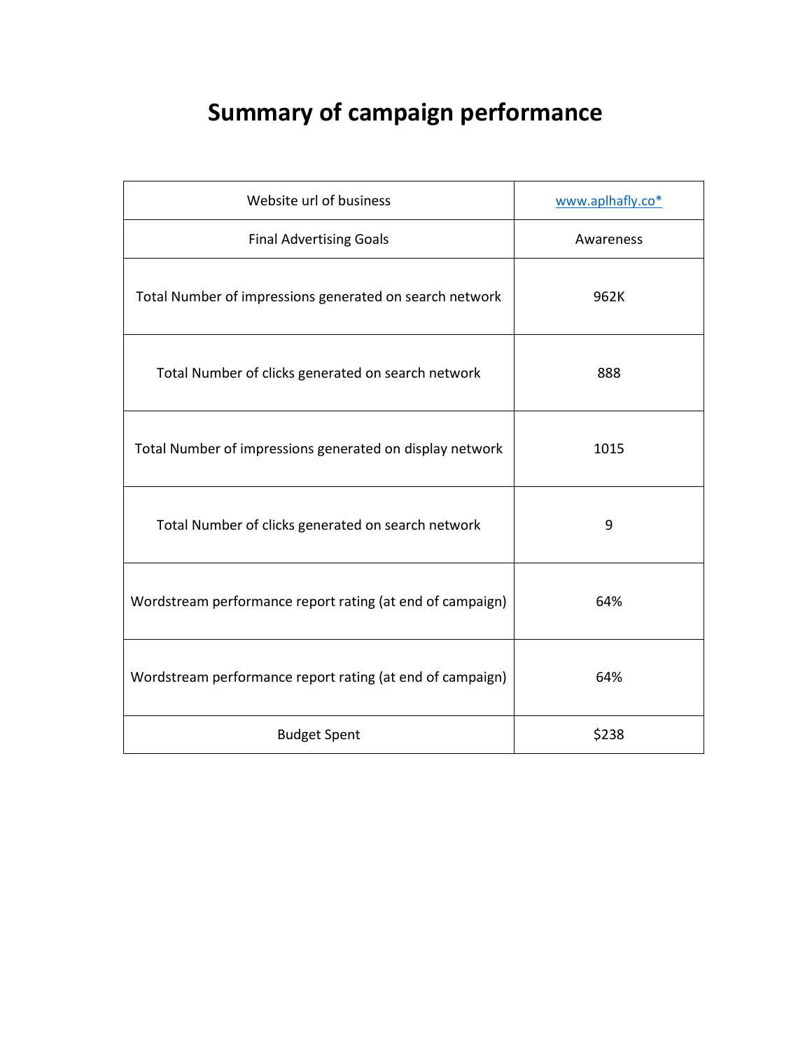# Summary of campaign performance

| | |
|---|---|
| Website url of business | www.aplhafly.co* |
| Final Advertising Goals | Awareness |
| Total Number of impressions generated on search network | 962K |
| Total Number of clicks generated on search network | 888 |
| Total Number of impressions generated on display network | 1015 |
| Total Number of clicks generated on search network | 9 |
| Wordstream performance report rating (at end of campaign) | 64% |
| Wordstream performance report rating (at end of campaign) | 64% |
| Budget Spent | $238 |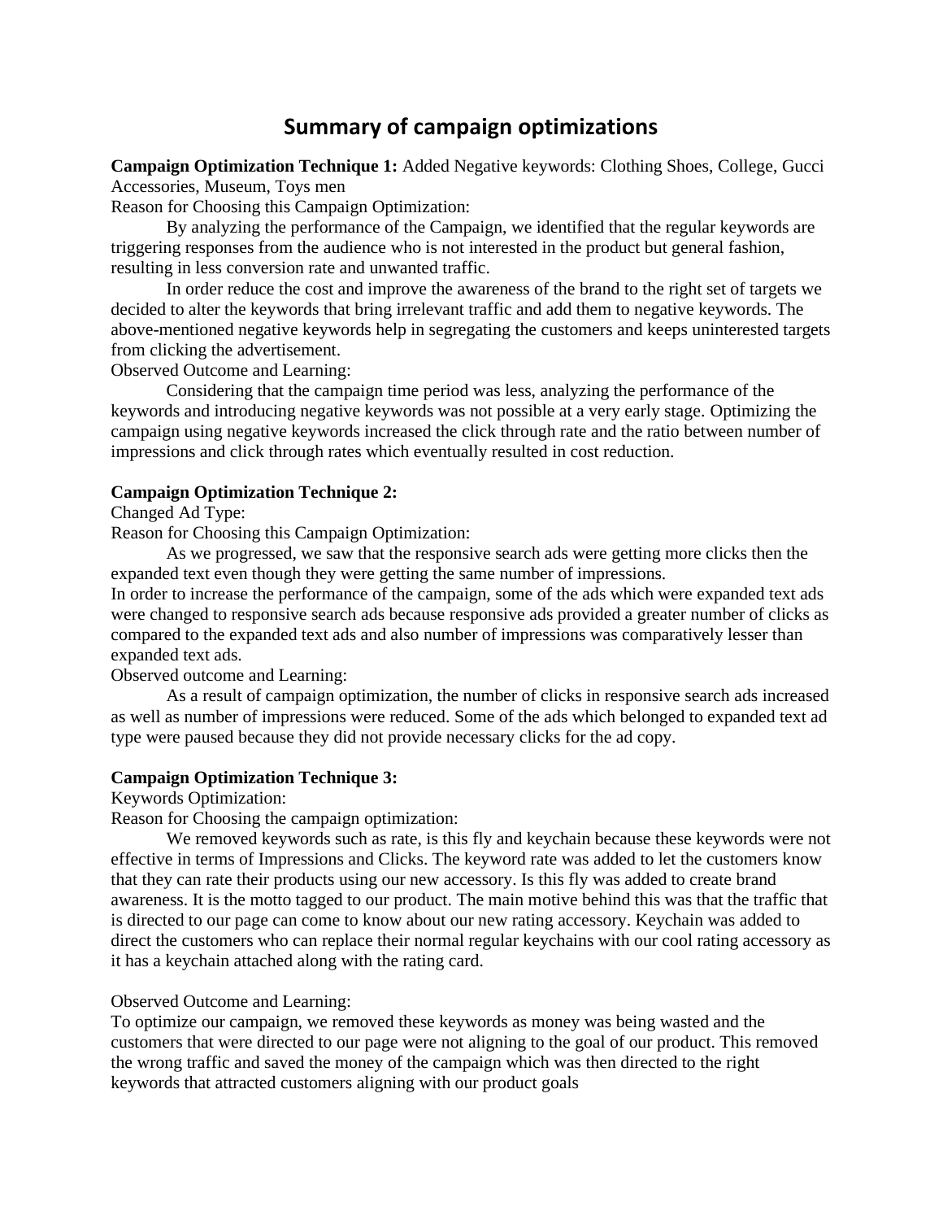# Summary of campaign optimizations

**Campaign Optimization Technique 1:** Added Negative keywords: Clothing Shoes, College, Gucci Accessories, Museum, Toys men

Reason for Choosing this Campaign Optimization:

By analyzing the performance of the Campaign, we identified that the regular keywords are triggering responses from the audience who is not interested in the product but general fashion, resulting in less conversion rate and unwanted traffic.

In order reduce the cost and improve the awareness of the brand to the right set of targets we decided to alter the keywords that bring irrelevant traffic and add them to negative keywords. The above-mentioned negative keywords help in segregating the customers and keeps uninterested targets from clicking the advertisement.

Observed Outcome and Learning:

Considering that the campaign time period was less, analyzing the performance of the keywords and introducing negative keywords was not possible at a very early stage. Optimizing the campaign using negative keywords increased the click through rate and the ratio between number of impressions and click through rates which eventually resulted in cost reduction.

**Campaign Optimization Technique 2:**

Changed Ad Type:

Reason for Choosing this Campaign Optimization:

As we progressed, we saw that the responsive search ads were getting more clicks then the expanded text even though they were getting the same number of impressions.

In order to increase the performance of the campaign, some of the ads which were expanded text ads were changed to responsive search ads because responsive ads provided a greater number of clicks as compared to the expanded text ads and also number of impressions was comparatively lesser than expanded text ads.

Observed outcome and Learning:

As a result of campaign optimization, the number of clicks in responsive search ads increased as well as number of impressions were reduced. Some of the ads which belonged to expanded text ad type were paused because they did not provide necessary clicks for the ad copy.

**Campaign Optimization Technique 3:**

Keywords Optimization:

Reason for Choosing the campaign optimization:

We removed keywords such as rate, is this fly and keychain because these keywords were not effective in terms of Impressions and Clicks. The keyword rate was added to let the customers know that they can rate their products using our new accessory. Is this fly was added to create brand awareness. It is the motto tagged to our product. The main motive behind this was that the traffic that is directed to our page can come to know about our new rating accessory. Keychain was added to direct the customers who can replace their normal regular keychains with our cool rating accessory as it has a keychain attached along with the rating card.

Observed Outcome and Learning:

To optimize our campaign, we removed these keywords as money was being wasted and the customers that were directed to our page were not aligning to the goal of our product. This removed the wrong traffic and saved the money of the campaign which was then directed to the right keywords that attracted customers aligning with our product goals